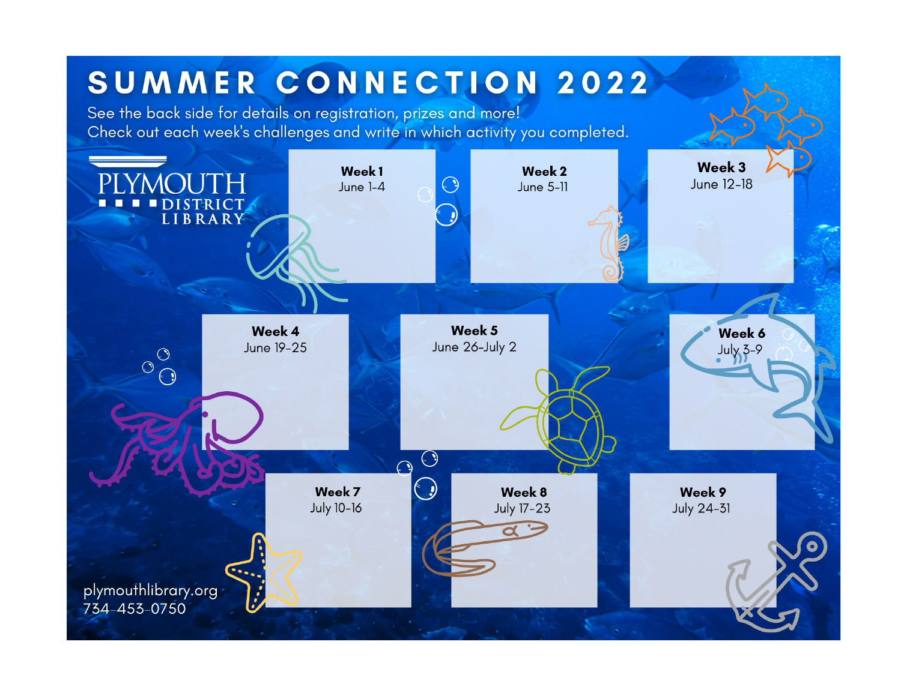# SUMMER CONNECTION 2022

See the back side for details on registration, prizes and more!
Check out each week's challenges and write in which activity you completed.

PLYMOUTH DISTRICT LIBRARY

| | | |
|---|---|---|
| **Week 1** June 1-4 | **Week 2** June 5-11 | **Week 3** June 12-18 |
| **Week 4** June 19-25 | **Week 5** June 26-July 2 | **Week 6** July 3-9 |
| **Week 7** July 10-16 | **Week 8** July 17-23 | **Week 9** July 24-31 |

plymouthlibrary.org
734-453-0750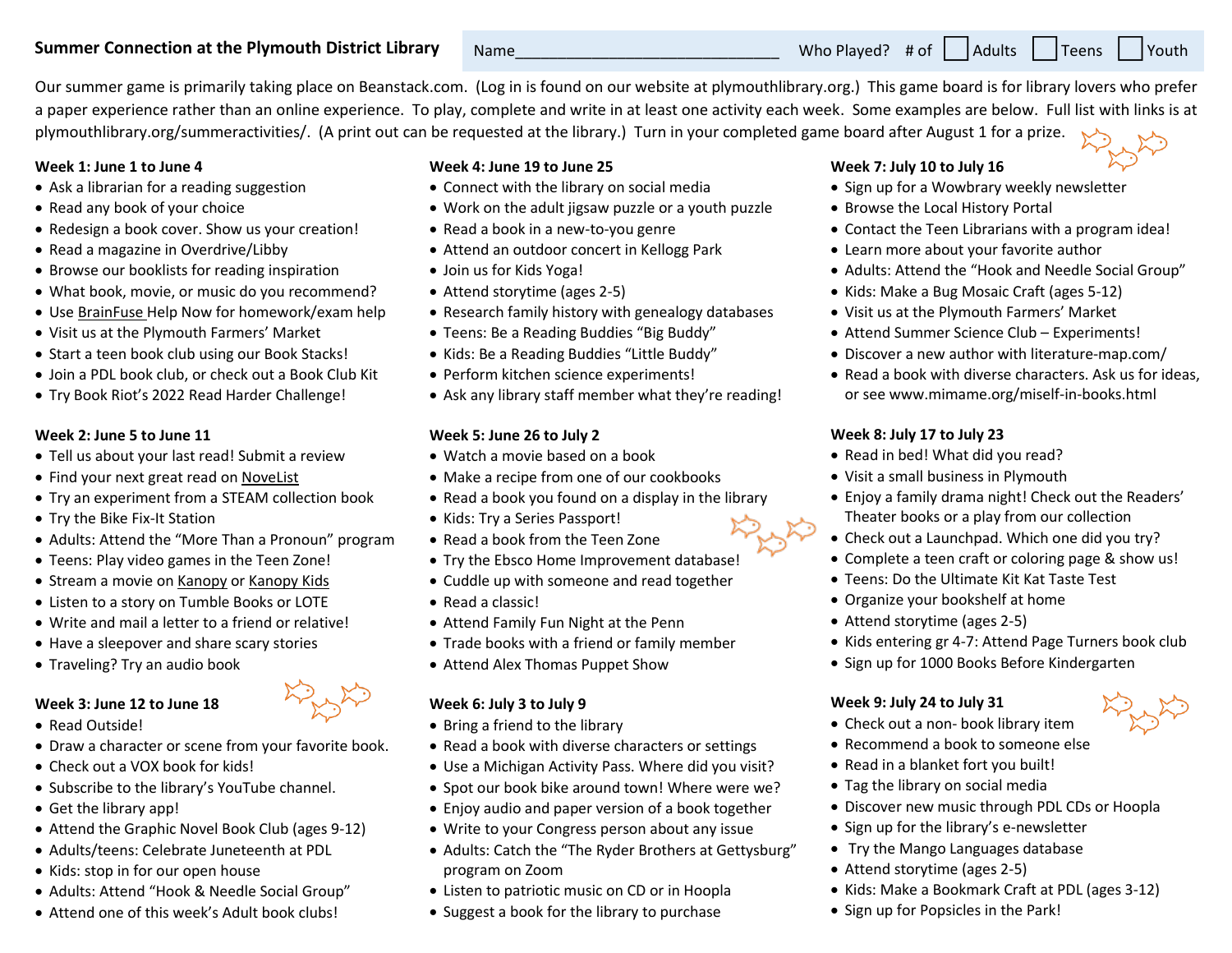**Summer Connection at the Plymouth District Library**

Name_______________________________ Who Played? # of ☐ Adults ☐ Teens ☐ Youth

Our summer game is primarily taking place on Beanstack.com. (Log in is found on our website at plymouthlibrary.org.) This game board is for library lovers who prefer a paper experience rather than an online experience. To play, complete and write in at least one activity each week. Some examples are below. Full list with links is at plymouthlibrary.org/summeractivities/. (A print out can be requested at the library.) Turn in your completed game board after August 1 for a prize.

**Week 1: June 1 to June 4**

- Ask a librarian for a reading suggestion
- Read any book of your choice
- Redesign a book cover. Show us your creation!
- Read a magazine in Overdrive/Libby
- Browse our booklists for reading inspiration
- What book, movie, or music do you recommend?
- Use BrainFuse Help Now for homework/exam help
- Visit us at the Plymouth Farmers' Market
- Start a teen book club using our Book Stacks!
- Join a PDL book club, or check out a Book Club Kit
- Try Book Riot's 2022 Read Harder Challenge!

**Week 2: June 5 to June 11**

- Tell us about your last read! Submit a review
- Find your next great read on NoveList
- Try an experiment from a STEAM collection book
- Try the Bike Fix-It Station
- Adults: Attend the "More Than a Pronoun" program
- Teens: Play video games in the Teen Zone!
- Stream a movie on Kanopy or Kanopy Kids
- Listen to a story on Tumble Books or LOTE
- Write and mail a letter to a friend or relative!
- Have a sleepover and share scary stories
- Traveling? Try an audio book

**Week 3: June 12 to June 18**

- Read Outside!
- Draw a character or scene from your favorite book.
- Check out a VOX book for kids!
- Subscribe to the library's YouTube channel.
- Get the library app!
- Attend the Graphic Novel Book Club (ages 9-12)
- Adults/teens: Celebrate Juneteenth at PDL
- Kids: stop in for our open house
- Adults: Attend "Hook & Needle Social Group"
- Attend one of this week's Adult book clubs!

**Week 4: June 19 to June 25**

- Connect with the library on social media
- Work on the adult jigsaw puzzle or a youth puzzle
- Read a book in a new-to-you genre
- Attend an outdoor concert in Kellogg Park
- Join us for Kids Yoga!
- Attend storytime (ages 2-5)
- Research family history with genealogy databases
- Teens: Be a Reading Buddies "Big Buddy"
- Kids: Be a Reading Buddies "Little Buddy"
- Perform kitchen science experiments!
- Ask any library staff member what they're reading!

**Week 5: June 26 to July 2**

- Watch a movie based on a book
- Make a recipe from one of our cookbooks
- Read a book you found on a display in the library
- Kids: Try a Series Passport!
- Read a book from the Teen Zone
- Try the Ebsco Home Improvement database!
- Cuddle up with someone and read together
- Read a classic!
- Attend Family Fun Night at the Penn
- Trade books with a friend or family member
- Attend Alex Thomas Puppet Show

**Week 6: July 3 to July 9**

- Bring a friend to the library
- Read a book with diverse characters or settings
- Use a Michigan Activity Pass. Where did you visit?
- Spot our book bike around town! Where were we?
- Enjoy audio and paper version of a book together
- Write to your Congress person about any issue
- Adults: Catch the "The Ryder Brothers at Gettysburg" program on Zoom
- Listen to patriotic music on CD or in Hoopla
- Suggest a book for the library to purchase

**Week 7: July 10 to July 16**

- Sign up for a Wowbrary weekly newsletter
- Browse the Local History Portal
- Contact the Teen Librarians with a program idea!
- Learn more about your favorite author
- Adults: Attend the "Hook and Needle Social Group"
- Kids: Make a Bug Mosaic Craft (ages 5-12)
- Visit us at the Plymouth Farmers' Market
- Attend Summer Science Club – Experiments!
- Discover a new author with literature-map.com/
- Read a book with diverse characters. Ask us for ideas, or see www.mimame.org/miself-in-books.html

**Week 8: July 17 to July 23**

- Read in bed! What did you read?
- Visit a small business in Plymouth
- Enjoy a family drama night! Check out the Readers' Theater books or a play from our collection
- Check out a Launchpad. Which one did you try?
- Complete a teen craft or coloring page & show us!
- Teens: Do the Ultimate Kit Kat Taste Test
- Organize your bookshelf at home
- Attend storytime (ages 2-5)
- Kids entering gr 4-7: Attend Page Turners book club
- Sign up for 1000 Books Before Kindergarten

**Week 9: July 24 to July 31**

- Check out a non- book library item
- Recommend a book to someone else
- Read in a blanket fort you built!
- Tag the library on social media
- Discover new music through PDL CDs or Hoopla
- Sign up for the library's e-newsletter
- Try the Mango Languages database
- Attend storytime (ages 2-5)
- Kids: Make a Bookmark Craft at PDL (ages 3-12)
- Sign up for Popsicles in the Park!